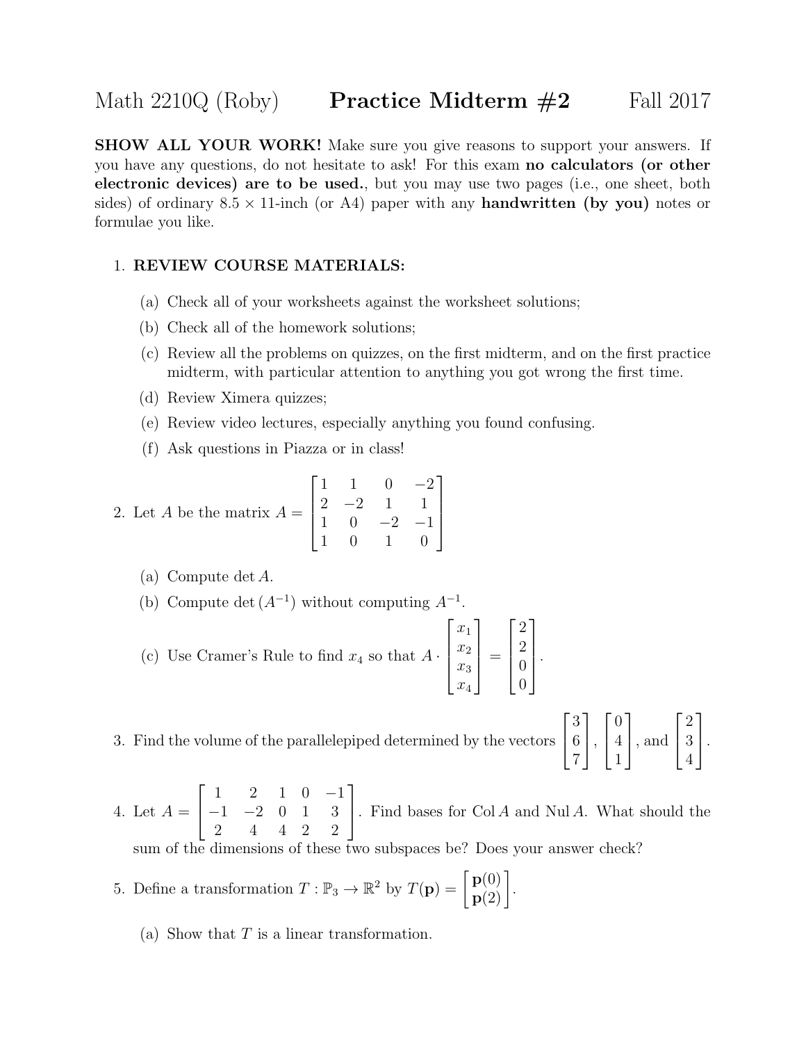# Math 2210Q (Roby) **Practice Midterm #2** Fall 2017

**SHOW ALL YOUR WORK!** Make sure you give reasons to support your answers. If you have any questions, do not hesitate to ask! For this exam **no calculators (or other electronic devices) are to be used.**, but you may use two pages (i.e., one sheet, both sides) of ordinary $8.5 \times 11$-inch (or A4) paper with any **handwritten (by you)** notes or formulae you like.

1. **REVIEW COURSE MATERIALS:**

   (a) Check all of your worksheets against the worksheet solutions;

   (b) Check all of the homework solutions;

   (c) Review all the problems on quizzes, on the first midterm, and on the first practice midterm, with particular attention to anything you got wrong the first time.

   (d) Review Ximera quizzes;

   (e) Review video lectures, especially anything you found confusing.

   (f) Ask questions in Piazza or in class!

2. Let $A$ be the matrix $A = \begin{bmatrix} 1 & 1 & 0 & -2 \\ 2 & -2 & 1 & 1 \\ 1 & 0 & -2 & -1 \\ 1 & 0 & 1 & 0 \end{bmatrix}$

   (a) Compute $\det A$.

   (b) Compute $\det(A^{-1})$ without computing $A^{-1}$.

   (c) Use Cramer's Rule to find $x_4$ so that $A \cdot \begin{bmatrix} x_1 \\ x_2 \\ x_3 \\ x_4 \end{bmatrix} = \begin{bmatrix} 2 \\ 2 \\ 0 \\ 0 \end{bmatrix}$.

3. Find the volume of the parallelepiped determined by the vectors $\begin{bmatrix} 3 \\ 6 \\ 7 \end{bmatrix}$, $\begin{bmatrix} 0 \\ 4 \\ 1 \end{bmatrix}$, and $\begin{bmatrix} 2 \\ 3 \\ 4 \end{bmatrix}$.

4. Let $A = \begin{bmatrix} 1 & 2 & 1 & 0 & -1 \\ -1 & -2 & 0 & 1 & 3 \\ 2 & 4 & 4 & 2 & 2 \end{bmatrix}$. Find bases for $\operatorname{Col} A$ and $\operatorname{Nul} A$. What should the sum of the dimensions of these two subspaces be? Does your answer check?

5. Define a transformation $T : \mathbb{P}_3 \to \mathbb{R}^2$ by $T(\mathbf{p}) = \begin{bmatrix} \mathbf{p}(0) \\ \mathbf{p}(2) \end{bmatrix}$.

   (a) Show that $T$ is a linear transformation.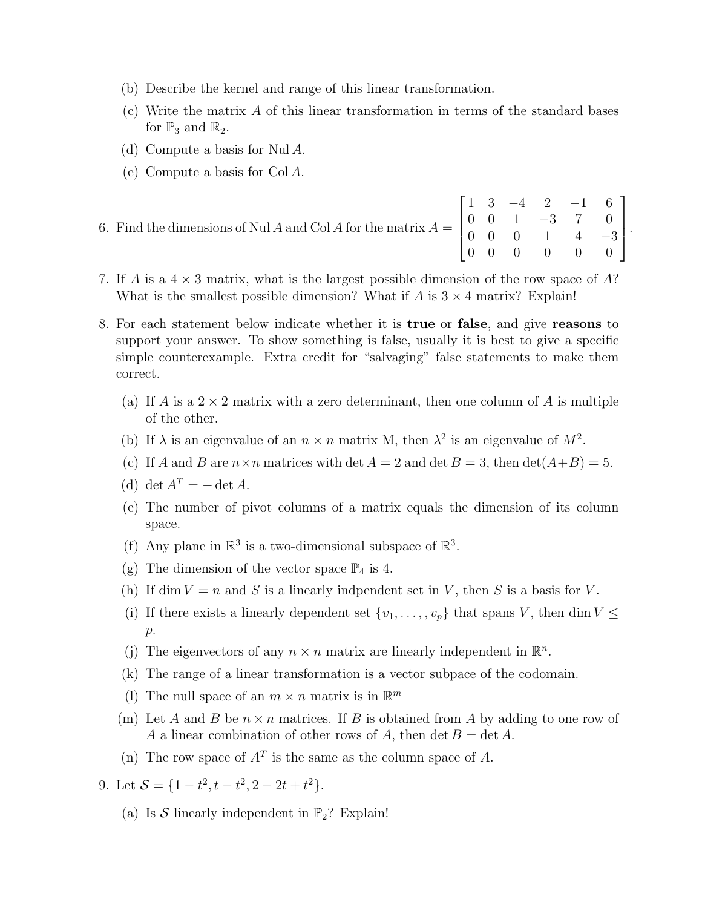(b) Describe the kernel and range of this linear transformation.

(c) Write the matrix $A$ of this linear transformation in terms of the standard bases for $\mathbb{P}_3$ and $\mathbb{R}_2$.

(d) Compute a basis for $\operatorname{Nul} A$.

(e) Compute a basis for $\operatorname{Col} A$.

6. Find the dimensions of $\operatorname{Nul} A$ and $\operatorname{Col} A$ for the matrix $A = \begin{bmatrix} 1 & 3 & -4 & 2 & -1 & 6 \\ 0 & 0 & 1 & -3 & 7 & 0 \\ 0 & 0 & 0 & 1 & 4 & -3 \\ 0 & 0 & 0 & 0 & 0 & 0 \end{bmatrix}$.

7. If $A$ is a $4 \times 3$ matrix, what is the largest possible dimension of the row space of $A$? What is the smallest possible dimension? What if $A$ is $3 \times 4$ matrix? Explain!

8. For each statement below indicate whether it is **true** or **false**, and give **reasons** to support your answer. To show something is false, usually it is best to give a specific simple counterexample. Extra credit for "salvaging" false statements to make them correct.

   (a) If $A$ is a $2 \times 2$ matrix with a zero determinant, then one column of $A$ is multiple of the other.

   (b) If $\lambda$ is an eigenvalue of an $n \times n$ matrix M, then $\lambda^2$ is an eigenvalue of $M^2$.

   (c) If $A$ and $B$ are $n \times n$ matrices with $\det A = 2$ and $\det B = 3$, then $\det(A + B) = 5$.

   (d) $\det A^T = -\det A$.

   (e) The number of pivot columns of a matrix equals the dimension of its column space.

   (f) Any plane in $\mathbb{R}^3$ is a two-dimensional subspace of $\mathbb{R}^3$.

   (g) The dimension of the vector space $\mathbb{P}_4$ is 4.

   (h) If $\dim V = n$ and $S$ is a linearly indpendent set in $V$, then $S$ is a basis for $V$.

   (i) If there exists a linearly dependent set $\{v_1, \ldots, v_p\}$ that spans $V$, then $\dim V \leq p$.

   (j) The eigenvectors of any $n \times n$ matrix are linearly independent in $\mathbb{R}^n$.

   (k) The range of a linear transformation is a vector subpace of the codomain.

   (l) The null space of an $m \times n$ matrix is in $\mathbb{R}^m$

   (m) Let $A$ and $B$ be $n \times n$ matrices. If $B$ is obtained from $A$ by adding to one row of $A$ a linear combination of other rows of $A$, then $\det B = \det A$.

   (n) The row space of $A^T$ is the same as the column space of $A$.

9. Let $\mathcal{S} = \{1 - t^2, t - t^2, 2 - 2t + t^2\}$.

   (a) Is $\mathcal{S}$ linearly independent in $\mathbb{P}_2$? Explain!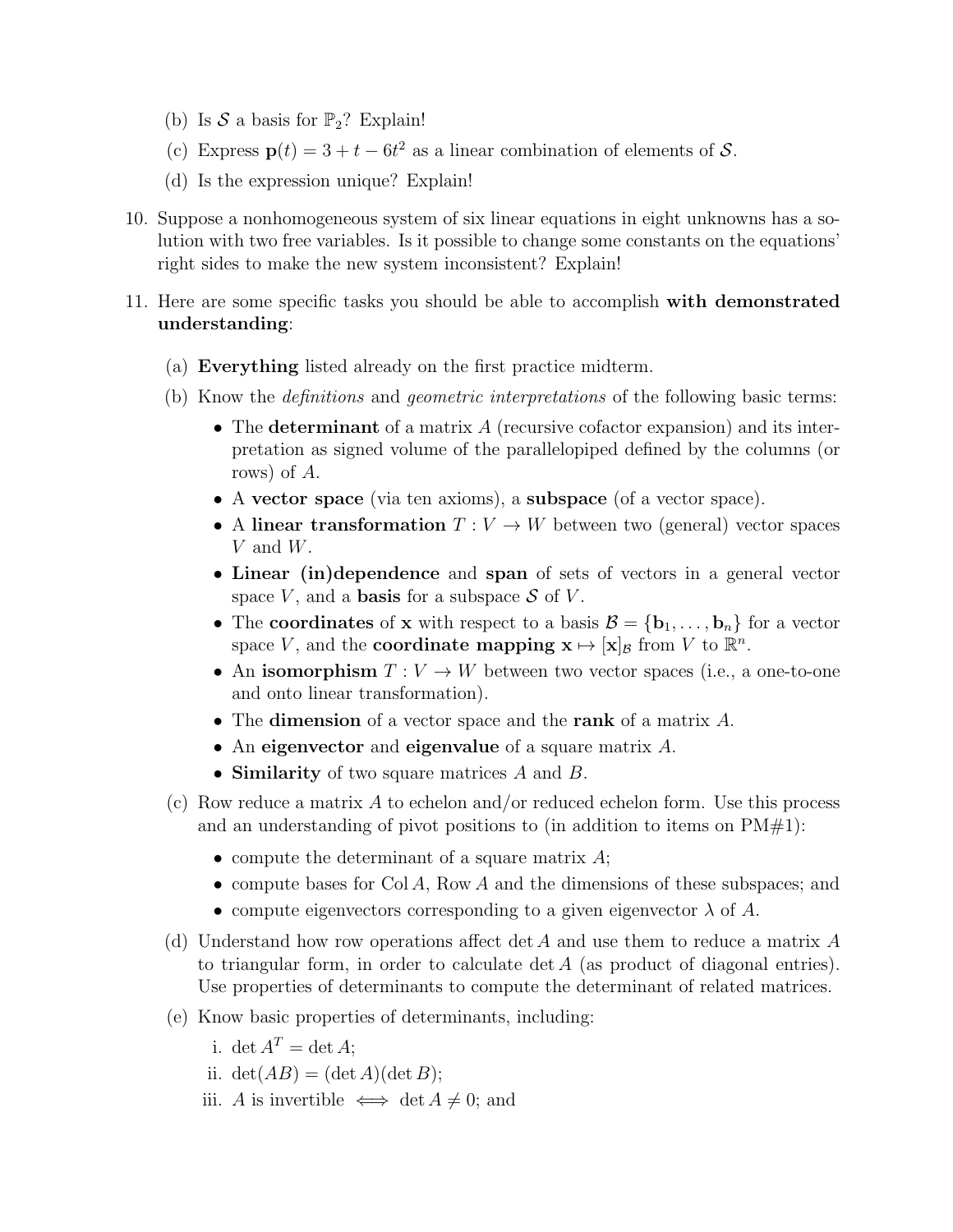(b) Is $\mathcal{S}$ a basis for $\mathbb{P}_2$? Explain!

(c) Express $\mathbf{p}(t) = 3 + t - 6t^2$ as a linear combination of elements of $\mathcal{S}$.

(d) Is the expression unique? Explain!

10. Suppose a nonhomogeneous system of six linear equations in eight unknowns has a solution with two free variables. Is it possible to change some constants on the equations' right sides to make the new system inconsistent? Explain!

11. Here are some specific tasks you should be able to accomplish **with demonstrated understanding**:

    (a) **Everything** listed already on the first practice midterm.

    (b) Know the *definitions* and *geometric interpretations* of the following basic terms:

    - The **determinant** of a matrix $A$ (recursive cofactor expansion) and its interpretation as signed volume of the parallelopiped defined by the columns (or rows) of $A$.
    - A **vector space** (via ten axioms), a **subspace** (of a vector space).
    - A **linear transformation** $T : V \to W$ between two (general) vector spaces $V$ and $W$.
    - **Linear (in)dependence** and **span** of sets of vectors in a general vector space $V$, and a **basis** for a subspace $\mathcal{S}$ of $V$.
    - The **coordinates** of $\mathbf{x}$ with respect to a basis $\mathcal{B} = \{\mathbf{b}_1, \ldots, \mathbf{b}_n\}$ for a vector space $V$, and the **coordinate mapping** $\mathbf{x} \mapsto [\mathbf{x}]_{\mathcal{B}}$ from $V$ to $\mathbb{R}^n$.
    - An **isomorphism** $T : V \to W$ between two vector spaces (i.e., a one-to-one and onto linear transformation).
    - The **dimension** of a vector space and the **rank** of a matrix $A$.
    - An **eigenvector** and **eigenvalue** of a square matrix $A$.
    - **Similarity** of two square matrices $A$ and $B$.

    (c) Row reduce a matrix $A$ to echelon and/or reduced echelon form. Use this process and an understanding of pivot positions to (in addition to items on PM#1):

    - compute the determinant of a square matrix $A$;
    - compute bases for $\operatorname{Col} A$, $\operatorname{Row} A$ and the dimensions of these subspaces; and
    - compute eigenvectors corresponding to a given eigenvector $\lambda$ of $A$.

    (d) Understand how row operations affect $\det A$ and use them to reduce a matrix $A$ to triangular form, in order to calculate $\det A$ (as product of diagonal entries). Use properties of determinants to compute the determinant of related matrices.

    (e) Know basic properties of determinants, including:

    i. $\det A^T = \det A$;

    ii. $\det(AB) = (\det A)(\det B)$;

    iii. $A$ is invertible $\iff$ $\det A \neq 0$; and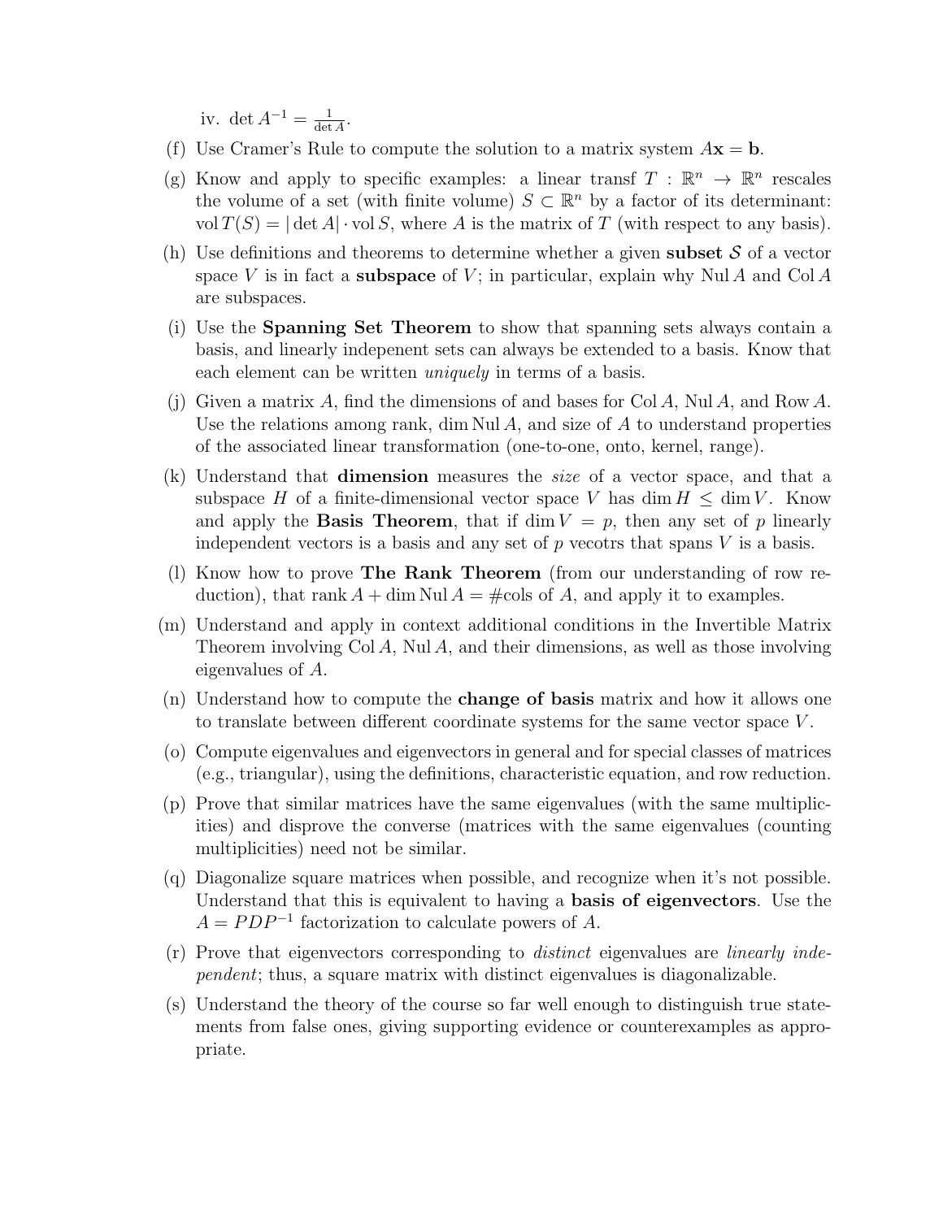iv. $\det A^{-1} = \frac{1}{\det A}$.

(f) Use Cramer's Rule to compute the solution to a matrix system $A\mathbf{x} = \mathbf{b}$.

(g) Know and apply to specific examples: a linear transf $T : \mathbb{R}^n \to \mathbb{R}^n$ rescales the volume of a set (with finite volume) $S \subset \mathbb{R}^n$ by a factor of its determinant: $\operatorname{vol} T(S) = |\det A| \cdot \operatorname{vol} S$, where $A$ is the matrix of $T$ (with respect to any basis).

(h) Use definitions and theorems to determine whether a given **subset** $\mathcal{S}$ of a vector space $V$ is in fact a **subspace** of $V$; in particular, explain why $\operatorname{Nul} A$ and $\operatorname{Col} A$ are subspaces.

(i) Use the **Spanning Set Theorem** to show that spanning sets always contain a basis, and linearly indepenent sets can always be extended to a basis. Know that each element can be written *uniquely* in terms of a basis.

(j) Given a matrix $A$, find the dimensions of and bases for $\operatorname{Col} A$, $\operatorname{Nul} A$, and $\operatorname{Row} A$. Use the relations among rank, $\dim \operatorname{Nul} A$, and size of $A$ to understand properties of the associated linear transformation (one-to-one, onto, kernel, range).

(k) Understand that **dimension** measures the *size* of a vector space, and that a subspace $H$ of a finite-dimensional vector space $V$ has $\dim H \leq \dim V$. Know and apply the **Basis Theorem**, that if $\dim V = p$, then any set of $p$ linearly independent vectors is a basis and any set of $p$ vecotrs that spans $V$ is a basis.

(l) Know how to prove **The Rank Theorem** (from our understanding of row reduction), that $\operatorname{rank} A + \dim \operatorname{Nul} A = \#\text{cols of } A$, and apply it to examples.

(m) Understand and apply in context additional conditions in the Invertible Matrix Theorem involving $\operatorname{Col} A$, $\operatorname{Nul} A$, and their dimensions, as well as those involving eigenvalues of $A$.

(n) Understand how to compute the **change of basis** matrix and how it allows one to translate between different coordinate systems for the same vector space $V$.

(o) Compute eigenvalues and eigenvectors in general and for special classes of matrices (e.g., triangular), using the definitions, characteristic equation, and row reduction.

(p) Prove that similar matrices have the same eigenvalues (with the same multiplicities) and disprove the converse (matrices with the same eigenvalues (counting multiplicities) need not be similar.

(q) Diagonalize square matrices when possible, and recognize when it's not possible. Understand that this is equivalent to having a **basis of eigenvectors**. Use the $A = PDP^{-1}$ factorization to calculate powers of $A$.

(r) Prove that eigenvectors corresponding to *distinct* eigenvalues are *linearly independent*; thus, a square matrix with distinct eigenvalues is diagonalizable.

(s) Understand the theory of the course so far well enough to distinguish true statements from false ones, giving supporting evidence or counterexamples as appropriate.